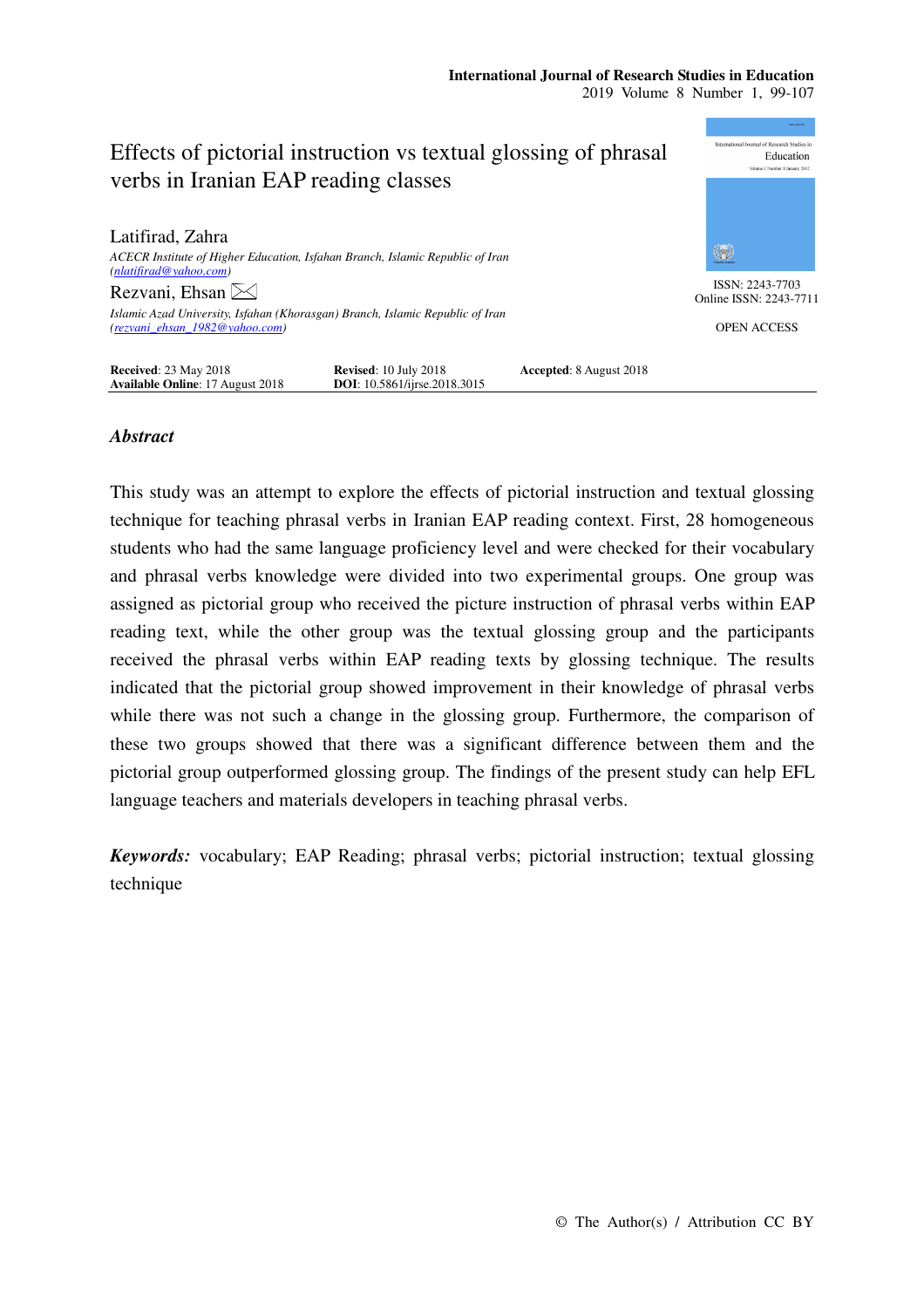# Effects of pictorial instruction vs textual glossing of phrasal verbs in Iranian EAP reading classes

Latifirad, Zahra
*ACECR Institute of Higher Education, Isfahan Branch, Islamic Republic of Iran (nlatifirad@yahoo.com)*

Rezvani, Ehsan
*Islamic Azad University, Isfahan (Khorasgan) Branch, Islamic Republic of Iran (rezvani_ehsan_1982@yahoo.com)*

ISSN: 2243-7703
Online ISSN: 2243-7711

OPEN ACCESS

**Received**: 23 May 2018 **Revised**: 10 July 2018 **Accepted**: 8 August 2018
**Available Online**: 17 August 2018 **DOI**: 10.5861/ijrse.2018.3015

## *Abstract*

This study was an attempt to explore the effects of pictorial instruction and textual glossing technique for teaching phrasal verbs in Iranian EAP reading context. First, 28 homogeneous students who had the same language proficiency level and were checked for their vocabulary and phrasal verbs knowledge were divided into two experimental groups. One group was assigned as pictorial group who received the picture instruction of phrasal verbs within EAP reading text, while the other group was the textual glossing group and the participants received the phrasal verbs within EAP reading texts by glossing technique. The results indicated that the pictorial group showed improvement in their knowledge of phrasal verbs while there was not such a change in the glossing group. Furthermore, the comparison of these two groups showed that there was a significant difference between them and the pictorial group outperformed glossing group. The findings of the present study can help EFL language teachers and materials developers in teaching phrasal verbs.

***Keywords:*** vocabulary; EAP Reading; phrasal verbs; pictorial instruction; textual glossing technique

© The Author(s) / Attribution CC BY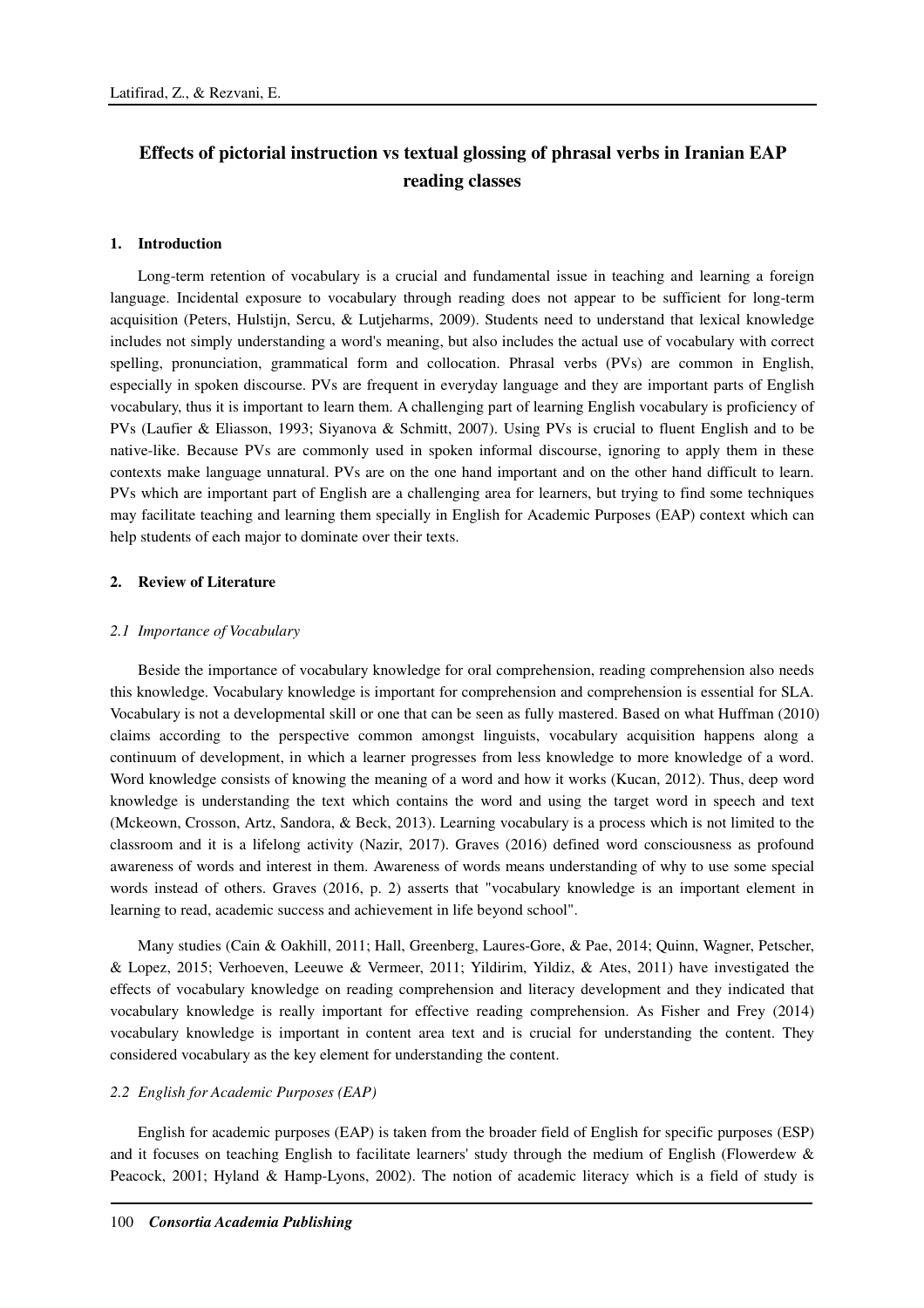# Effects of pictorial instruction vs textual glossing of phrasal verbs in Iranian EAP reading classes

## 1. Introduction

Long-term retention of vocabulary is a crucial and fundamental issue in teaching and learning a foreign language. Incidental exposure to vocabulary through reading does not appear to be sufficient for long-term acquisition (Peters, Hulstijn, Sercu, & Lutjeharms, 2009). Students need to understand that lexical knowledge includes not simply understanding a word's meaning, but also includes the actual use of vocabulary with correct spelling, pronunciation, grammatical form and collocation. Phrasal verbs (PVs) are common in English, especially in spoken discourse. PVs are frequent in everyday language and they are important parts of English vocabulary, thus it is important to learn them. A challenging part of learning English vocabulary is proficiency of PVs (Laufier & Eliasson, 1993; Siyanova & Schmitt, 2007). Using PVs is crucial to fluent English and to be native-like. Because PVs are commonly used in spoken informal discourse, ignoring to apply them in these contexts make language unnatural. PVs are on the one hand important and on the other hand difficult to learn. PVs which are important part of English are a challenging area for learners, but trying to find some techniques may facilitate teaching and learning them specially in English for Academic Purposes (EAP) context which can help students of each major to dominate over their texts.

## 2. Review of Literature

### *2.1 Importance of Vocabulary*

Beside the importance of vocabulary knowledge for oral comprehension, reading comprehension also needs this knowledge. Vocabulary knowledge is important for comprehension and comprehension is essential for SLA. Vocabulary is not a developmental skill or one that can be seen as fully mastered. Based on what Huffman (2010) claims according to the perspective common amongst linguists, vocabulary acquisition happens along a continuum of development, in which a learner progresses from less knowledge to more knowledge of a word. Word knowledge consists of knowing the meaning of a word and how it works (Kucan, 2012). Thus, deep word knowledge is understanding the text which contains the word and using the target word in speech and text (Mckeown, Crosson, Artz, Sandora, & Beck, 2013). Learning vocabulary is a process which is not limited to the classroom and it is a lifelong activity (Nazir, 2017). Graves (2016) defined word consciousness as profound awareness of words and interest in them. Awareness of words means understanding of why to use some special words instead of others. Graves (2016, p. 2) asserts that "vocabulary knowledge is an important element in learning to read, academic success and achievement in life beyond school".

Many studies (Cain & Oakhill, 2011; Hall, Greenberg, Laures-Gore, & Pae, 2014; Quinn, Wagner, Petscher, & Lopez, 2015; Verhoeven, Leeuwe & Vermeer, 2011; Yildirim, Yildiz, & Ates, 2011) have investigated the effects of vocabulary knowledge on reading comprehension and literacy development and they indicated that vocabulary knowledge is really important for effective reading comprehension. As Fisher and Frey (2014) vocabulary knowledge is important in content area text and is crucial for understanding the content. They considered vocabulary as the key element for understanding the content.

### *2.2 English for Academic Purposes (EAP)*

English for academic purposes (EAP) is taken from the broader field of English for specific purposes (ESP) and it focuses on teaching English to facilitate learners' study through the medium of English (Flowerdew & Peacock, 2001; Hyland & Hamp-Lyons, 2002). The notion of academic literacy which is a field of study is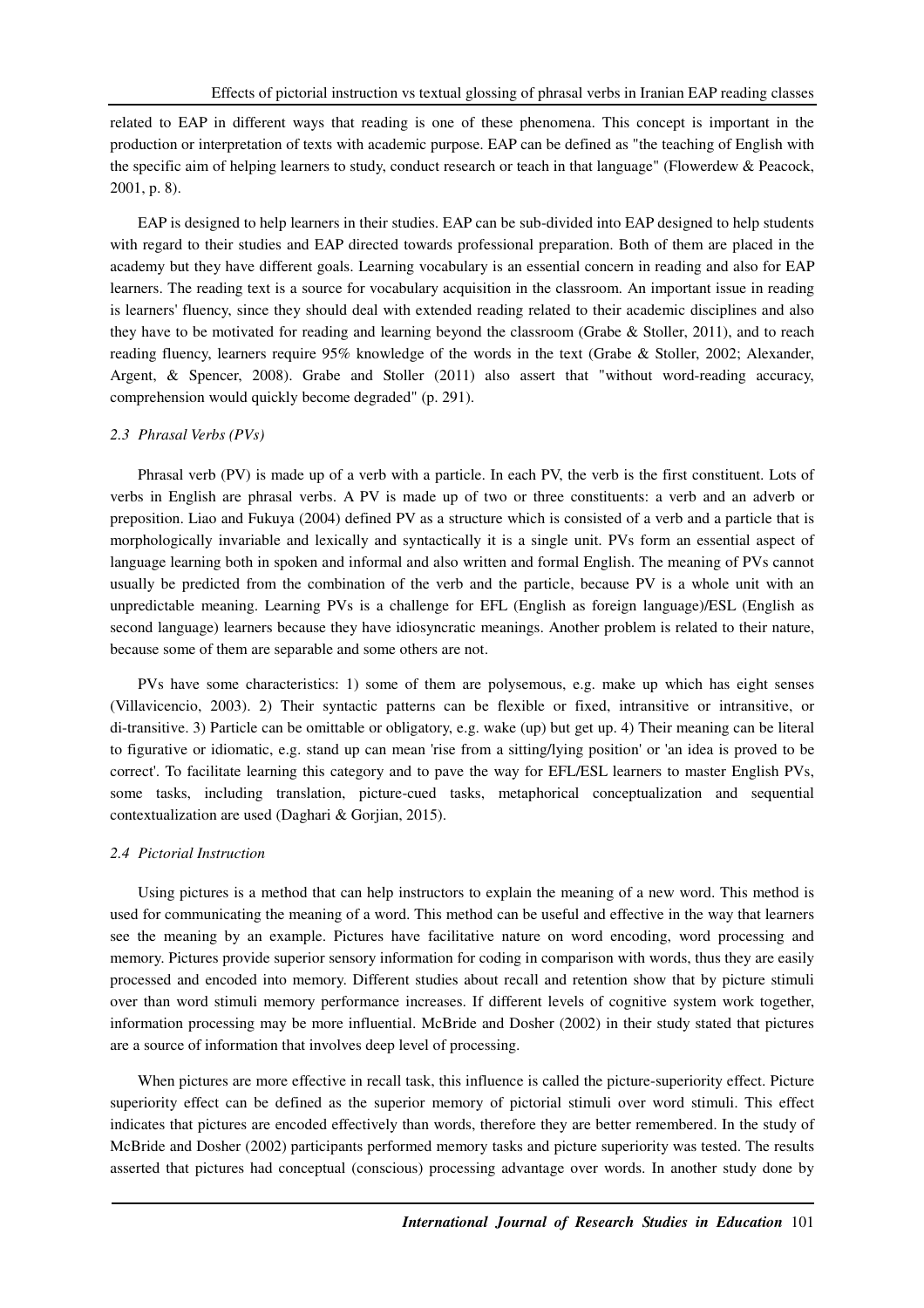related to EAP in different ways that reading is one of these phenomena. This concept is important in the production or interpretation of texts with academic purpose. EAP can be defined as "the teaching of English with the specific aim of helping learners to study, conduct research or teach in that language" (Flowerdew & Peacock, 2001, p. 8).

EAP is designed to help learners in their studies. EAP can be sub-divided into EAP designed to help students with regard to their studies and EAP directed towards professional preparation. Both of them are placed in the academy but they have different goals. Learning vocabulary is an essential concern in reading and also for EAP learners. The reading text is a source for vocabulary acquisition in the classroom. An important issue in reading is learners' fluency, since they should deal with extended reading related to their academic disciplines and also they have to be motivated for reading and learning beyond the classroom (Grabe & Stoller, 2011), and to reach reading fluency, learners require 95% knowledge of the words in the text (Grabe & Stoller, 2002; Alexander, Argent, & Spencer, 2008). Grabe and Stoller (2011) also assert that "without word-reading accuracy, comprehension would quickly become degraded" (p. 291).

### *2.3 Phrasal Verbs (PVs)*

Phrasal verb (PV) is made up of a verb with a particle. In each PV, the verb is the first constituent. Lots of verbs in English are phrasal verbs. A PV is made up of two or three constituents: a verb and an adverb or preposition. Liao and Fukuya (2004) defined PV as a structure which is consisted of a verb and a particle that is morphologically invariable and lexically and syntactically it is a single unit. PVs form an essential aspect of language learning both in spoken and informal and also written and formal English. The meaning of PVs cannot usually be predicted from the combination of the verb and the particle, because PV is a whole unit with an unpredictable meaning. Learning PVs is a challenge for EFL (English as foreign language)/ESL (English as second language) learners because they have idiosyncratic meanings. Another problem is related to their nature, because some of them are separable and some others are not.

PVs have some characteristics: 1) some of them are polysemous, e.g. make up which has eight senses (Villavicencio, 2003). 2) Their syntactic patterns can be flexible or fixed, intransitive or intransitive, or di-transitive. 3) Particle can be omittable or obligatory, e.g. wake (up) but get up. 4) Their meaning can be literal to figurative or idiomatic, e.g. stand up can mean 'rise from a sitting/lying position' or 'an idea is proved to be correct'. To facilitate learning this category and to pave the way for EFL/ESL learners to master English PVs, some tasks, including translation, picture-cued tasks, metaphorical conceptualization and sequential contextualization are used (Daghari & Gorjian, 2015).

### *2.4 Pictorial Instruction*

Using pictures is a method that can help instructors to explain the meaning of a new word. This method is used for communicating the meaning of a word. This method can be useful and effective in the way that learners see the meaning by an example. Pictures have facilitative nature on word encoding, word processing and memory. Pictures provide superior sensory information for coding in comparison with words, thus they are easily processed and encoded into memory. Different studies about recall and retention show that by picture stimuli over than word stimuli memory performance increases. If different levels of cognitive system work together, information processing may be more influential. McBride and Dosher (2002) in their study stated that pictures are a source of information that involves deep level of processing.

When pictures are more effective in recall task, this influence is called the picture-superiority effect. Picture superiority effect can be defined as the superior memory of pictorial stimuli over word stimuli. This effect indicates that pictures are encoded effectively than words, therefore they are better remembered. In the study of McBride and Dosher (2002) participants performed memory tasks and picture superiority was tested. The results asserted that pictures had conceptual (conscious) processing advantage over words. In another study done by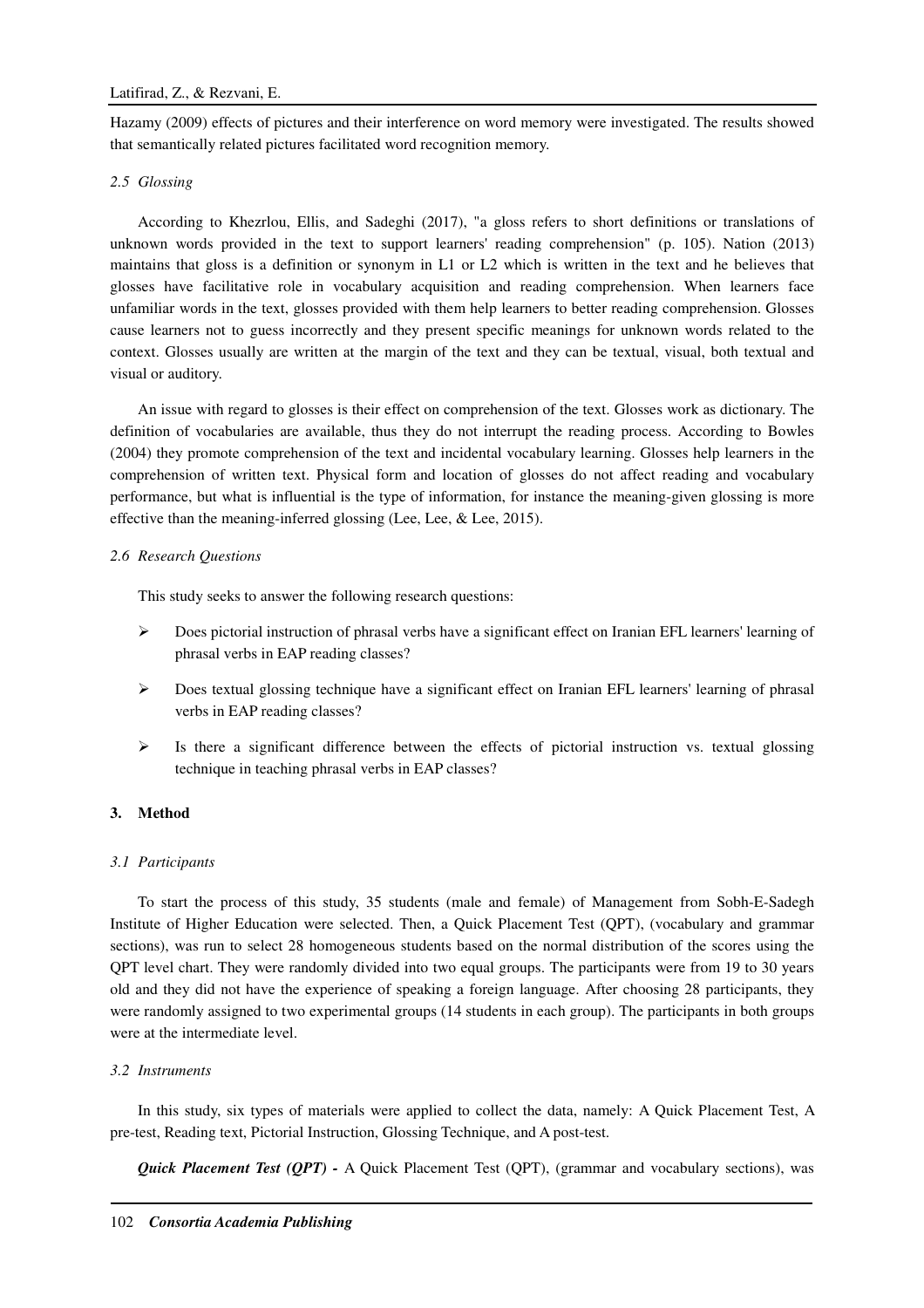Hazamy (2009) effects of pictures and their interference on word memory were investigated. The results showed that semantically related pictures facilitated word recognition memory.

### *2.5 Glossing*

According to Khezrlou, Ellis, and Sadeghi (2017), "a gloss refers to short definitions or translations of unknown words provided in the text to support learners' reading comprehension" (p. 105). Nation (2013) maintains that gloss is a definition or synonym in L1 or L2 which is written in the text and he believes that glosses have facilitative role in vocabulary acquisition and reading comprehension. When learners face unfamiliar words in the text, glosses provided with them help learners to better reading comprehension. Glosses cause learners not to guess incorrectly and they present specific meanings for unknown words related to the context. Glosses usually are written at the margin of the text and they can be textual, visual, both textual and visual or auditory.

An issue with regard to glosses is their effect on comprehension of the text. Glosses work as dictionary. The definition of vocabularies are available, thus they do not interrupt the reading process. According to Bowles (2004) they promote comprehension of the text and incidental vocabulary learning. Glosses help learners in the comprehension of written text. Physical form and location of glosses do not affect reading and vocabulary performance, but what is influential is the type of information, for instance the meaning-given glossing is more effective than the meaning-inferred glossing (Lee, Lee, & Lee, 2015).

### *2.6 Research Questions*

This study seeks to answer the following research questions:

- Does pictorial instruction of phrasal verbs have a significant effect on Iranian EFL learners' learning of phrasal verbs in EAP reading classes?
- Does textual glossing technique have a significant effect on Iranian EFL learners' learning of phrasal verbs in EAP reading classes?
- Is there a significant difference between the effects of pictorial instruction vs. textual glossing technique in teaching phrasal verbs in EAP classes?

## 3. Method

### *3.1 Participants*

To start the process of this study, 35 students (male and female) of Management from Sobh-E-Sadegh Institute of Higher Education were selected. Then, a Quick Placement Test (QPT), (vocabulary and grammar sections), was run to select 28 homogeneous students based on the normal distribution of the scores using the QPT level chart. They were randomly divided into two equal groups. The participants were from 19 to 30 years old and they did not have the experience of speaking a foreign language. After choosing 28 participants, they were randomly assigned to two experimental groups (14 students in each group). The participants in both groups were at the intermediate level.

### *3.2 Instruments*

In this study, six types of materials were applied to collect the data, namely: A Quick Placement Test, A pre-test, Reading text, Pictorial Instruction, Glossing Technique, and A post-test.

***Quick Placement Test (QPT) -*** A Quick Placement Test (QPT), (grammar and vocabulary sections), was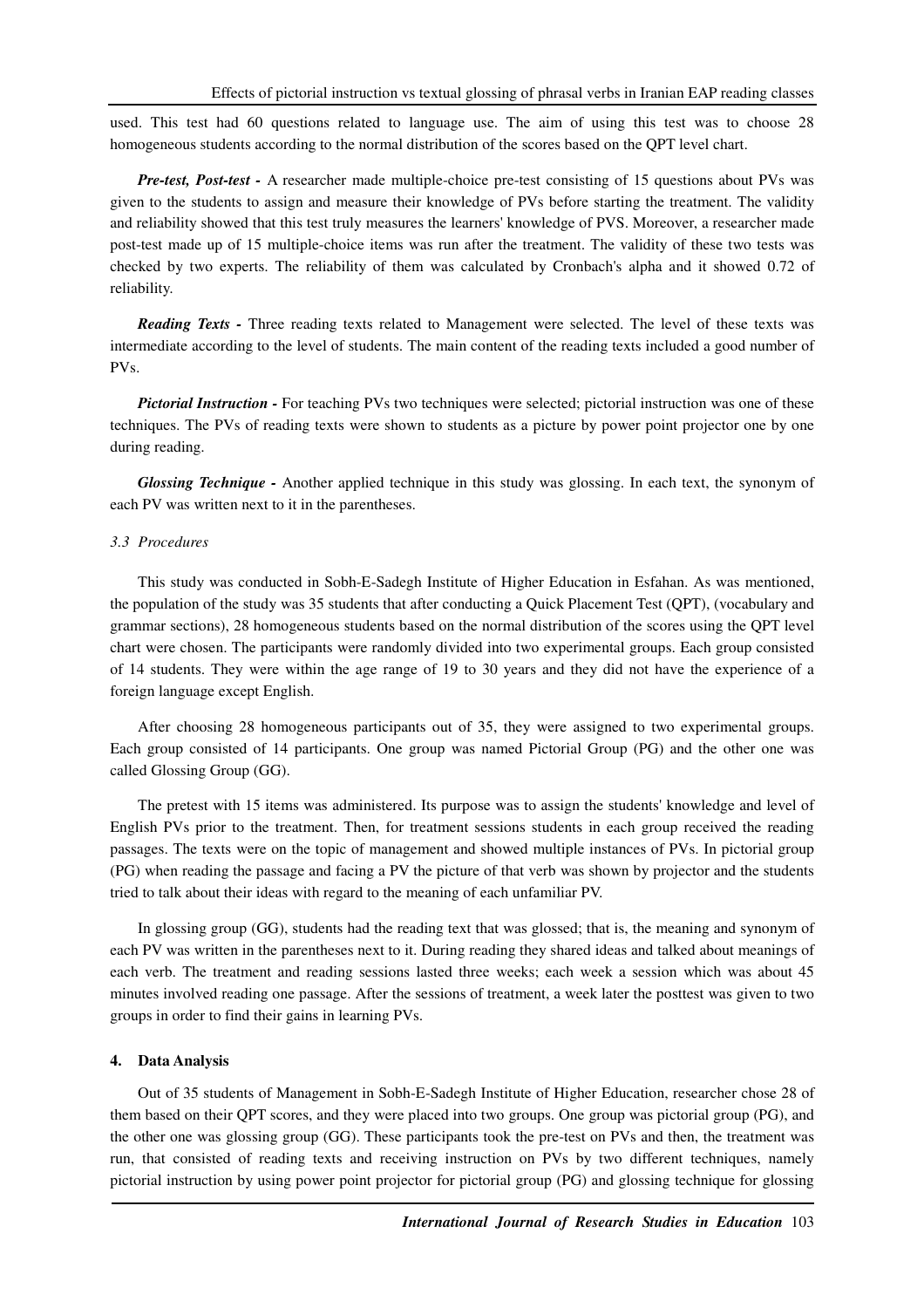used. This test had 60 questions related to language use. The aim of using this test was to choose 28 homogeneous students according to the normal distribution of the scores based on the QPT level chart.

***Pre-test, Post-test -*** A researcher made multiple-choice pre-test consisting of 15 questions about PVs was given to the students to assign and measure their knowledge of PVs before starting the treatment. The validity and reliability showed that this test truly measures the learners' knowledge of PVS. Moreover, a researcher made post-test made up of 15 multiple-choice items was run after the treatment. The validity of these two tests was checked by two experts. The reliability of them was calculated by Cronbach's alpha and it showed 0.72 of reliability.

***Reading Texts -*** Three reading texts related to Management were selected. The level of these texts was intermediate according to the level of students. The main content of the reading texts included a good number of PVs.

***Pictorial Instruction -*** For teaching PVs two techniques were selected; pictorial instruction was one of these techniques. The PVs of reading texts were shown to students as a picture by power point projector one by one during reading.

***Glossing Technique -*** Another applied technique in this study was glossing. In each text, the synonym of each PV was written next to it in the parentheses.

### *3.3 Procedures*

This study was conducted in Sobh-E-Sadegh Institute of Higher Education in Esfahan. As was mentioned, the population of the study was 35 students that after conducting a Quick Placement Test (QPT), (vocabulary and grammar sections), 28 homogeneous students based on the normal distribution of the scores using the QPT level chart were chosen. The participants were randomly divided into two experimental groups. Each group consisted of 14 students. They were within the age range of 19 to 30 years and they did not have the experience of a foreign language except English.

After choosing 28 homogeneous participants out of 35, they were assigned to two experimental groups. Each group consisted of 14 participants. One group was named Pictorial Group (PG) and the other one was called Glossing Group (GG).

The pretest with 15 items was administered. Its purpose was to assign the students' knowledge and level of English PVs prior to the treatment. Then, for treatment sessions students in each group received the reading passages. The texts were on the topic of management and showed multiple instances of PVs. In pictorial group (PG) when reading the passage and facing a PV the picture of that verb was shown by projector and the students tried to talk about their ideas with regard to the meaning of each unfamiliar PV.

In glossing group (GG), students had the reading text that was glossed; that is, the meaning and synonym of each PV was written in the parentheses next to it. During reading they shared ideas and talked about meanings of each verb. The treatment and reading sessions lasted three weeks; each week a session which was about 45 minutes involved reading one passage. After the sessions of treatment, a week later the posttest was given to two groups in order to find their gains in learning PVs.

## 4. Data Analysis

Out of 35 students of Management in Sobh-E-Sadegh Institute of Higher Education, researcher chose 28 of them based on their QPT scores, and they were placed into two groups. One group was pictorial group (PG), and the other one was glossing group (GG). These participants took the pre-test on PVs and then, the treatment was run, that consisted of reading texts and receiving instruction on PVs by two different techniques, namely pictorial instruction by using power point projector for pictorial group (PG) and glossing technique for glossing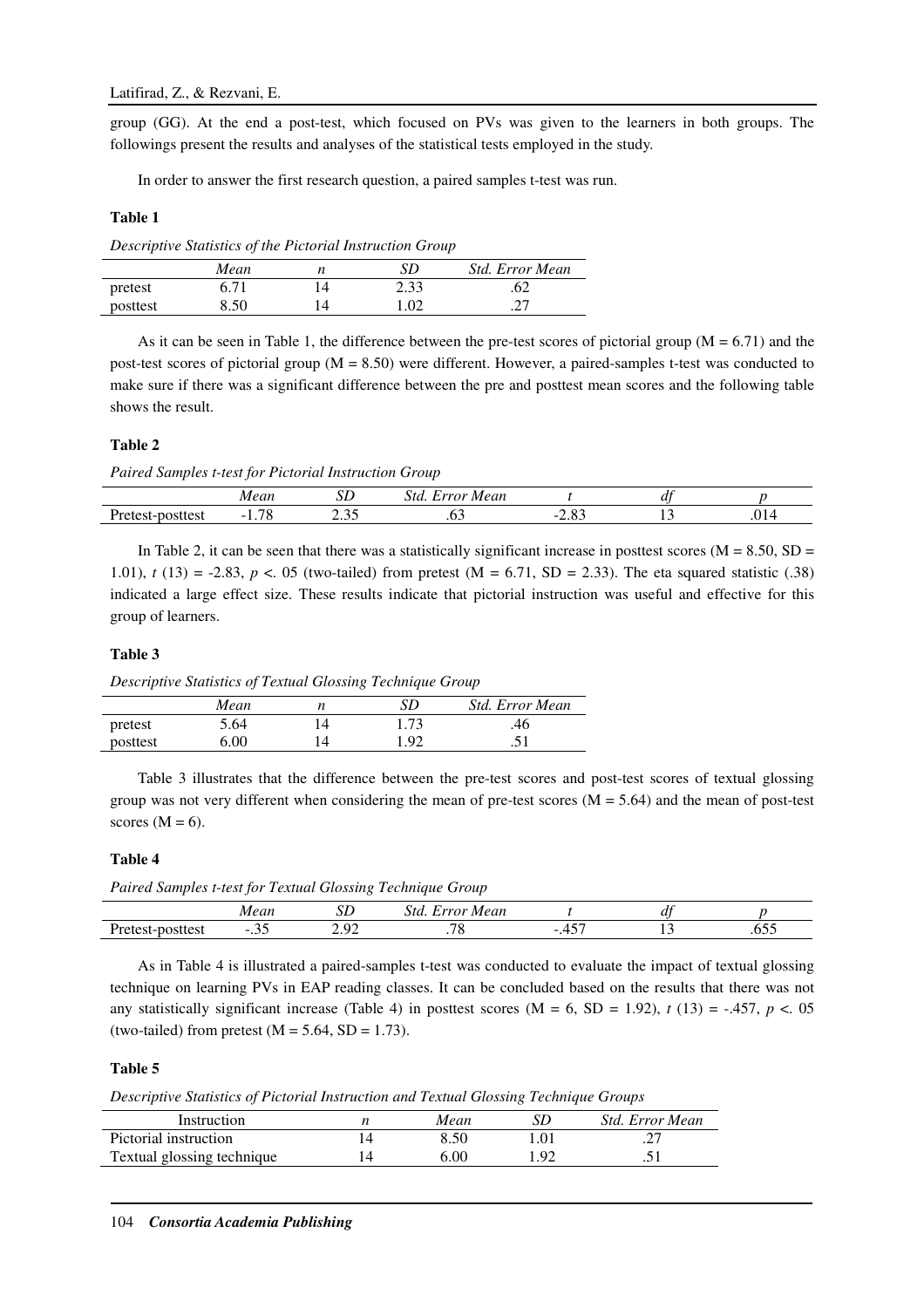group (GG). At the end a post-test, which focused on PVs was given to the learners in both groups. The followings present the results and analyses of the statistical tests employed in the study.

In order to answer the first research question, a paired samples t-test was run.

**Table 1**

*Descriptive Statistics of the Pictorial Instruction Group*

| | *Mean* | *n* | *SD* | *Std. Error Mean* |
|---|---|---|---|---|
| pretest | 6.71 | 14 | 2.33 | .62 |
| posttest | 8.50 | 14 | 1.02 | .27 |

As it can be seen in Table 1, the difference between the pre-test scores of pictorial group (M = 6.71) and the post-test scores of pictorial group (M = 8.50) were different. However, a paired-samples t-test was conducted to make sure if there was a significant difference between the pre and posttest mean scores and the following table shows the result.

**Table 2**

*Paired Samples t-test for Pictorial Instruction Group*

| | *Mean* | *SD* | *Std. Error Mean* | *t* | *df* | *p* |
|---|---|---|---|---|---|---|
| Pretest-posttest | -1.78 | 2.35 | .63 | -2.83 | 13 | .014 |

In Table 2, it can be seen that there was a statistically significant increase in posttest scores (M = 8.50, SD = 1.01), $t$ (13) = -2.83, $p <$. 05 (two-tailed) from pretest (M = 6.71, SD = 2.33). The eta squared statistic (.38) indicated a large effect size. These results indicate that pictorial instruction was useful and effective for this group of learners.

**Table 3**

*Descriptive Statistics of Textual Glossing Technique Group*

| | *Mean* | *n* | *SD* | *Std. Error Mean* |
|---|---|---|---|---|
| pretest | 5.64 | 14 | 1.73 | .46 |
| posttest | 6.00 | 14 | 1.92 | .51 |

Table 3 illustrates that the difference between the pre-test scores and post-test scores of textual glossing group was not very different when considering the mean of pre-test scores (M = 5.64) and the mean of post-test scores (M = 6).

**Table 4**

*Paired Samples t-test for Textual Glossing Technique Group*

| | *Mean* | *SD* | *Std. Error Mean* | *t* | *df* | *p* |
|---|---|---|---|---|---|---|
| Pretest-posttest | -.35 | 2.92 | .78 | -.457 | 13 | .655 |

As in Table 4 is illustrated a paired-samples t-test was conducted to evaluate the impact of textual glossing technique on learning PVs in EAP reading classes. It can be concluded based on the results that there was not any statistically significant increase (Table 4) in posttest scores (M = 6, SD = 1.92), $t$ (13) = -.457, $p <$. 05 (two-tailed) from pretest (M = 5.64, SD = 1.73).

**Table 5**

*Descriptive Statistics of Pictorial Instruction and Textual Glossing Technique Groups*

| Instruction | *n* | *Mean* | *SD* | *Std. Error Mean* |
|---|---|---|---|---|
| Pictorial instruction | 14 | 8.50 | 1.01 | .27 |
| Textual glossing technique | 14 | 6.00 | 1.92 | .51 |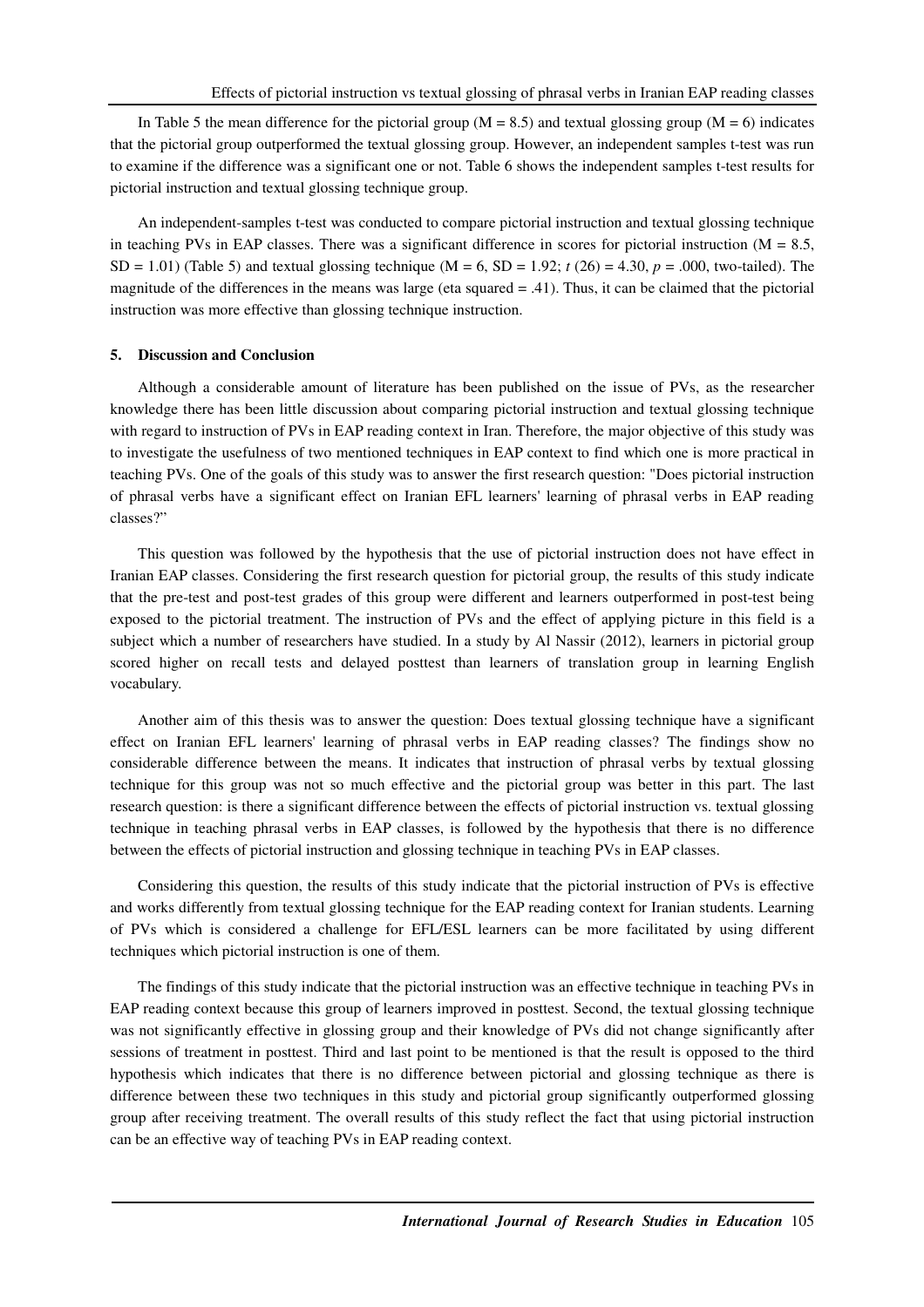In Table 5 the mean difference for the pictorial group (M = 8.5) and textual glossing group (M = 6) indicates that the pictorial group outperformed the textual glossing group. However, an independent samples t-test was run to examine if the difference was a significant one or not. Table 6 shows the independent samples t-test results for pictorial instruction and textual glossing technique group.

An independent-samples t-test was conducted to compare pictorial instruction and textual glossing technique in teaching PVs in EAP classes. There was a significant difference in scores for pictorial instruction (M = 8.5, SD = 1.01) (Table 5) and textual glossing technique (M = 6, SD = 1.92; $t$ (26) = 4.30, $p$ = .000, two-tailed). The magnitude of the differences in the means was large (eta squared = .41). Thus, it can be claimed that the pictorial instruction was more effective than glossing technique instruction.

## 5. Discussion and Conclusion

Although a considerable amount of literature has been published on the issue of PVs, as the researcher knowledge there has been little discussion about comparing pictorial instruction and textual glossing technique with regard to instruction of PVs in EAP reading context in Iran. Therefore, the major objective of this study was to investigate the usefulness of two mentioned techniques in EAP context to find which one is more practical in teaching PVs. One of the goals of this study was to answer the first research question: "Does pictorial instruction of phrasal verbs have a significant effect on Iranian EFL learners' learning of phrasal verbs in EAP reading classes?"

This question was followed by the hypothesis that the use of pictorial instruction does not have effect in Iranian EAP classes. Considering the first research question for pictorial group, the results of this study indicate that the pre-test and post-test grades of this group were different and learners outperformed in post-test being exposed to the pictorial treatment. The instruction of PVs and the effect of applying picture in this field is a subject which a number of researchers have studied. In a study by Al Nassir (2012), learners in pictorial group scored higher on recall tests and delayed posttest than learners of translation group in learning English vocabulary.

Another aim of this thesis was to answer the question: Does textual glossing technique have a significant effect on Iranian EFL learners' learning of phrasal verbs in EAP reading classes? The findings show no considerable difference between the means. It indicates that instruction of phrasal verbs by textual glossing technique for this group was not so much effective and the pictorial group was better in this part. The last research question: is there a significant difference between the effects of pictorial instruction vs. textual glossing technique in teaching phrasal verbs in EAP classes, is followed by the hypothesis that there is no difference between the effects of pictorial instruction and glossing technique in teaching PVs in EAP classes.

Considering this question, the results of this study indicate that the pictorial instruction of PVs is effective and works differently from textual glossing technique for the EAP reading context for Iranian students. Learning of PVs which is considered a challenge for EFL/ESL learners can be more facilitated by using different techniques which pictorial instruction is one of them.

The findings of this study indicate that the pictorial instruction was an effective technique in teaching PVs in EAP reading context because this group of learners improved in posttest. Second, the textual glossing technique was not significantly effective in glossing group and their knowledge of PVs did not change significantly after sessions of treatment in posttest. Third and last point to be mentioned is that the result is opposed to the third hypothesis which indicates that there is no difference between pictorial and glossing technique as there is difference between these two techniques in this study and pictorial group significantly outperformed glossing group after receiving treatment. The overall results of this study reflect the fact that using pictorial instruction can be an effective way of teaching PVs in EAP reading context.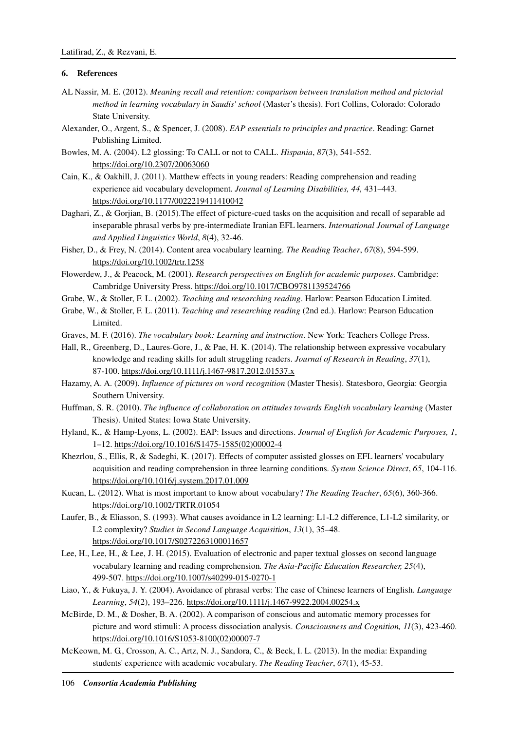## 6. References

AL Nassir, M. E. (2012). *Meaning recall and retention: comparison between translation method and pictorial method in learning vocabulary in Saudis' school* (Master's thesis). Fort Collins, Colorado: Colorado State University.

Alexander, O., Argent, S., & Spencer, J. (2008). *EAP essentials to principles and practice*. Reading: Garnet Publishing Limited.

Bowles, M. A. (2004). L2 glossing: To CALL or not to CALL. *Hispania*, *87*(3), 541-552. https://doi.org/10.2307/20063060

Cain, K., & Oakhill, J. (2011). Matthew effects in young readers: Reading comprehension and reading experience aid vocabulary development. *Journal of Learning Disabilities, 44,* 431–443. https://doi.org/10.1177/0022219411410042

Daghari, Z., & Gorjian, B. (2015).The effect of picture-cued tasks on the acquisition and recall of separable ad inseparable phrasal verbs by pre-intermediate Iranian EFL learners. *International Journal of Language and Applied Linguistics World*, *8*(4), 32-46.

Fisher, D., & Frey, N. (2014). Content area vocabulary learning. *The Reading Teacher*, *67*(8), 594-599. https://doi.org/10.1002/trtr.1258

Flowerdew, J., & Peacock, M. (2001). *Research perspectives on English for academic purposes*. Cambridge: Cambridge University Press. https://doi.org/10.1017/CBO9781139524766

Grabe, W., & Stoller, F. L. (2002). *Teaching and researching reading*. Harlow: Pearson Education Limited.

Grabe, W., & Stoller, F. L. (2011). *Teaching and researching reading* (2nd ed.). Harlow: Pearson Education Limited.

Graves, M. F. (2016). *The vocabulary book: Learning and instruction*. New York: Teachers College Press.

Hall, R., Greenberg, D., Laures-Gore, J., & Pae, H. K. (2014). The relationship between expressive vocabulary knowledge and reading skills for adult struggling readers. *Journal of Research in Reading*, *37*(1), 87-100. https://doi.org/10.1111/j.1467-9817.2012.01537.x

Hazamy, A. A. (2009). *Influence of pictures on word recognition* (Master Thesis). Statesboro, Georgia: Georgia Southern University.

Huffman, S. R. (2010). *The influence of collaboration on attitudes towards English vocabulary learning* (Master Thesis). United States: Iowa State University.

Hyland, K., & Hamp-Lyons, L. (2002). EAP: Issues and directions. *Journal of English for Academic Purposes, 1*, 1–12. https://doi.org/10.1016/S1475-1585(02)00002-4

Khezrlou, S., Ellis, R, & Sadeghi, K. (2017). Effects of computer assisted glosses on EFL learners' vocabulary acquisition and reading comprehension in three learning conditions. *System Science Direct*, *65*, 104-116. https://doi.org/10.1016/j.system.2017.01.009

Kucan, L. (2012). What is most important to know about vocabulary? *The Reading Teacher*, *65*(6), 360-366. https://doi.org/10.1002/TRTR.01054

Laufer, B., & Eliasson, S. (1993). What causes avoidance in L2 learning: L1-L2 difference, L1-L2 similarity, or L2 complexity? *Studies in Second Language Acquisition*, *13*(1), 35–48. https://doi.org/10.1017/S0272263100011657

Lee, H., Lee, H., & Lee, J. H. (2015). Evaluation of electronic and paper textual glosses on second language vocabulary learning and reading comprehension*. The Asia-Pacific Education Researcher, 25*(4), 499-507. https://doi.org/10.1007/s40299-015-0270-1

Liao, Y., & Fukuya, J. Y. (2004). Avoidance of phrasal verbs: The case of Chinese learners of English. *Language Learning*, *54*(2), 193–226. https://doi.org/10.1111/j.1467-9922.2004.00254.x

McBirde, D. M., & Dosher, B. A. (2002). A comparison of conscious and automatic memory processes for picture and word stimuli: A process dissociation analysis. *Consciousness and Cognition, 11*(3), 423-460. https://doi.org/10.1016/S1053-8100(02)00007-7

McKeown, M. G., Crosson, A. C., Artz, N. J., Sandora, C., & Beck, I. L. (2013). In the media: Expanding students' experience with academic vocabulary. *The Reading Teacher*, *67*(1), 45-53.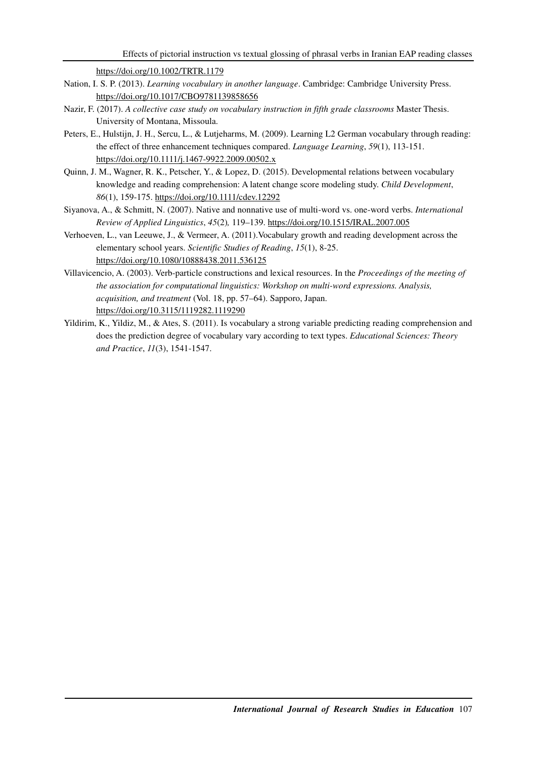https://doi.org/10.1002/TRTR.1179

Nation, I. S. P. (2013). *Learning vocabulary in another language*. Cambridge: Cambridge University Press. https://doi.org/10.1017/CBO9781139858656

Nazir, F. (2017). *A collective case study on vocabulary instruction in fifth grade classrooms* Master Thesis. University of Montana, Missoula.

Peters, E., Hulstijn, J. H., Sercu, L., & Lutjeharms, M. (2009). Learning L2 German vocabulary through reading: the effect of three enhancement techniques compared. *Language Learning*, *59*(1), 113-151. https://doi.org/10.1111/j.1467-9922.2009.00502.x

Quinn, J. M., Wagner, R. K., Petscher, Y., & Lopez, D. (2015). Developmental relations between vocabulary knowledge and reading comprehension: A latent change score modeling study. *Child Development*, *86*(1), 159-175. https://doi.org/10.1111/cdev.12292

Siyanova, A., & Schmitt, N. (2007). Native and nonnative use of multi-word vs. one-word verbs. *International Review of Applied Linguistics*, *45*(2), 119–139. https://doi.org/10.1515/IRAL.2007.005

Verhoeven, L., van Leeuwe, J., & Vermeer, A. (2011).Vocabulary growth and reading development across the elementary school years. *Scientific Studies of Reading*, *15*(1), 8-25. https://doi.org/10.1080/10888438.2011.536125

Villavicencio, A. (2003). Verb-particle constructions and lexical resources. In the *Proceedings of the meeting of the association for computational linguistics: Workshop on multi-word expressions. Analysis, acquisition, and treatment* (Vol. 18, pp. 57–64). Sapporo, Japan. https://doi.org/10.3115/1119282.1119290

Yildirim, K., Yildiz, M., & Ates, S. (2011). Is vocabulary a strong variable predicting reading comprehension and does the prediction degree of vocabulary vary according to text types. *Educational Sciences: Theory and Practice*, *11*(3), 1541-1547.